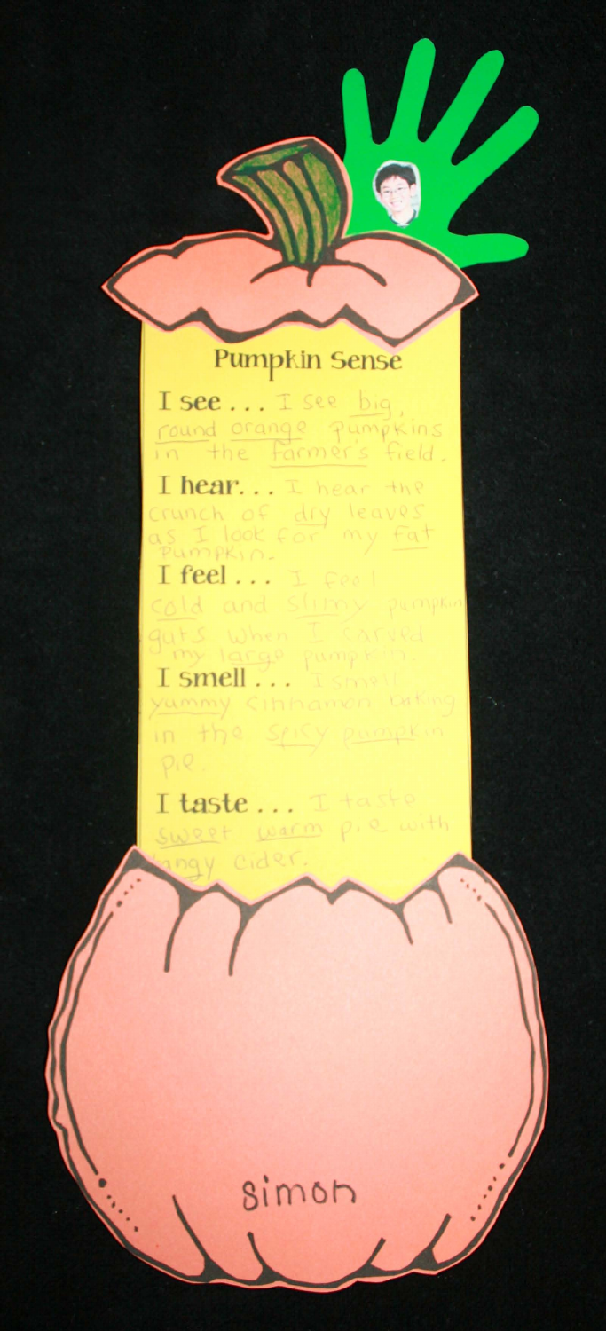## Pumpkin Sense

**I see . . .** I see big, round orange pumpkins in the farmer's field.

**I hear . . .** I hear the crunch of dry leaves as I look for my fat pumpkin.

**I feel . . .** I feel cold and slimy pumpkin guts when I carved my large pumpkin.

**I smell . . .** I smell yummy cinnamon baking in the spicy pumpkin pie.

**I taste . . .** I taste sweet warm pie with tangy cider.

Simon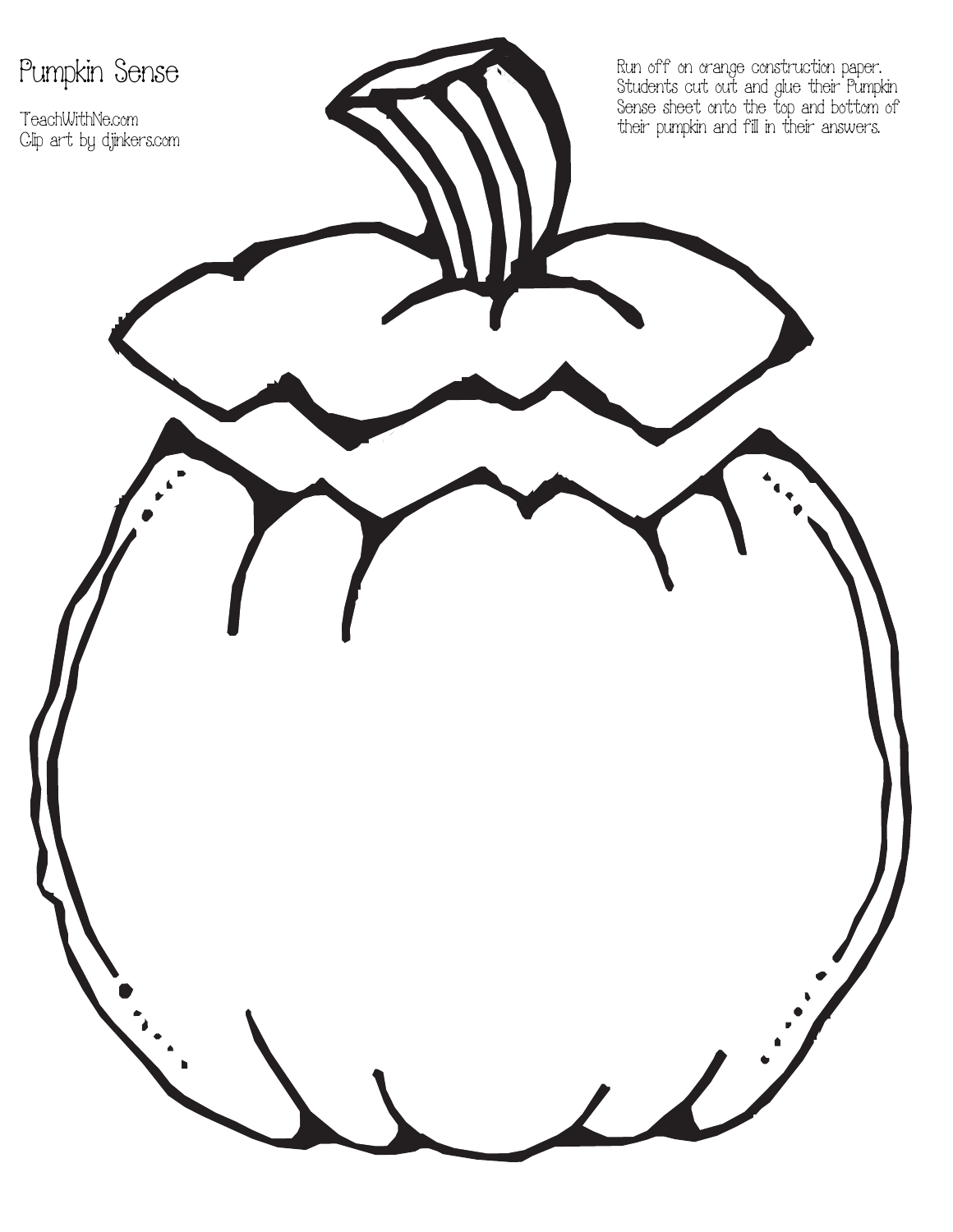# Pumpkin Sense

TeachWithMe.com
Clip art by djinkers.com

Run off on orange construction paper. Students cut out and glue their Pumpkin Sense sheet onto the top and bottom of their pumpkin and fill in their answers.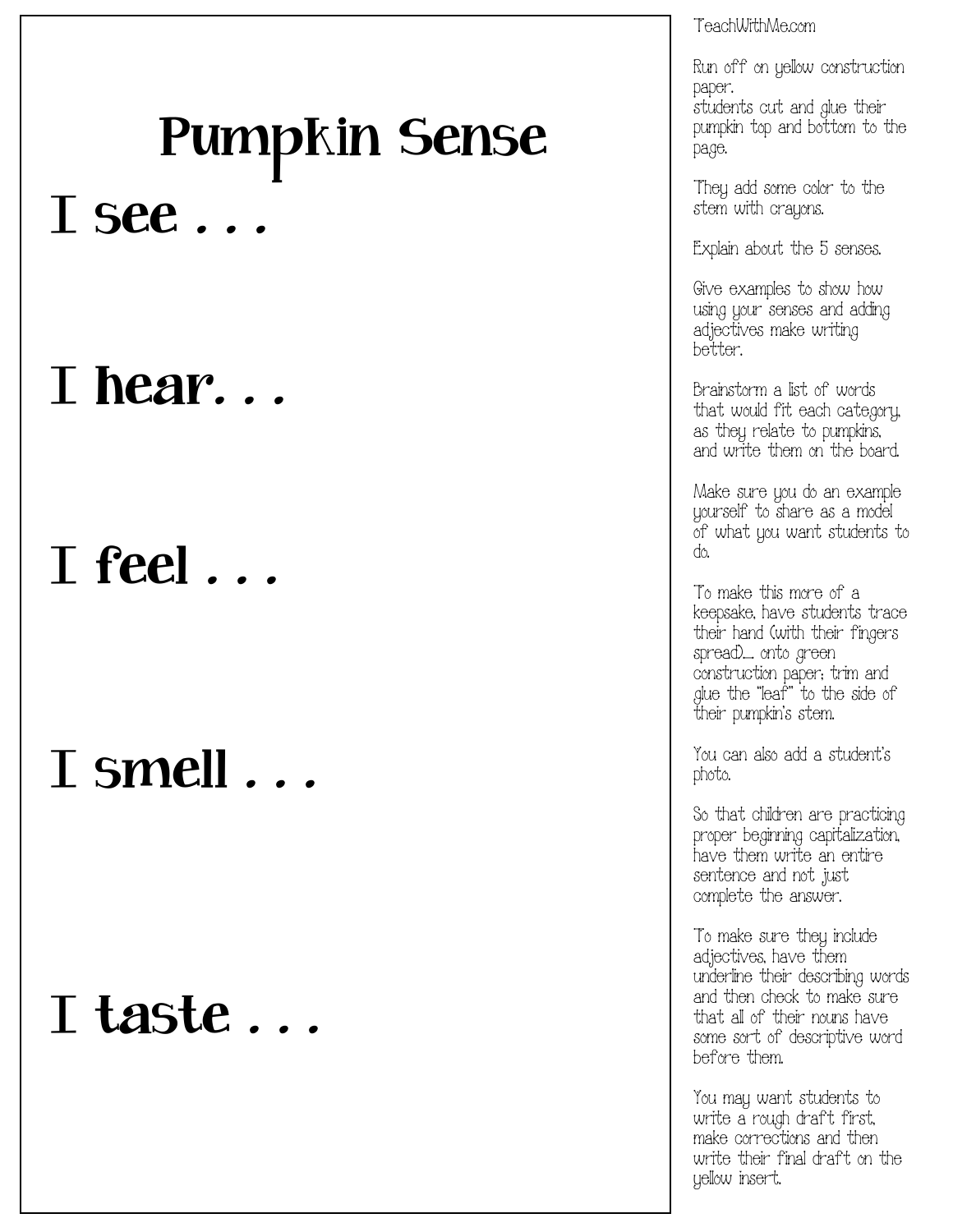# Pumpkin Sense

**I see . . .**

**I hear. . .**

**I feel . . .**

**I smell . . .**

**I taste . . .**

TeachWithMe.com

Run off on yellow construction paper.
students cut and glue their pumpkin top and bottom to the page.

They add some color to the stem with crayons.

Explain about the 5 senses.

Give examples to show how using your senses and adding adjectives make writing better.

Brainstorm a list of words that would fit each category, as they relate to pumpkins, and write them on the board.

Make sure you do an example yourself to share as a model of what you want students to do.

To make this more of a keepsake, have students trace their hand (with their fingers spread)…. onto green construction paper; trim and glue the "leaf" to the side of their pumpkin's stem.

You can also add a student's photo.

So that children are practicing proper beginning capitalization, have them write an entire sentence and not just complete the answer.

To make sure they include adjectives, have them underline their describing words and then check to make sure that all of their nouns have some sort of descriptive word before them.

You may want students to write a rough draft first, make corrections and then write their final draft on the yellow insert.